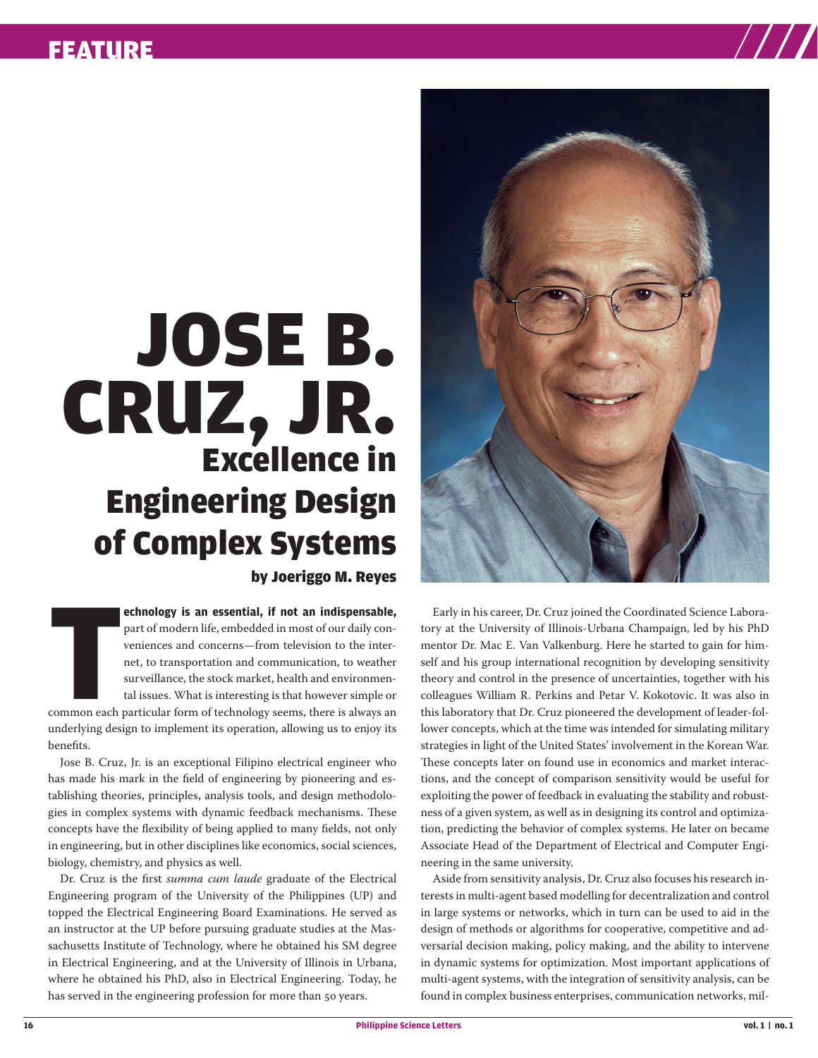# JOSE B. CRUZ, JR.

## Excellence in Engineering Design of Complex Systems

**by Joeriggo M. Reyes**

**Technology is an essential, if not an indispensable,** part of modern life, embedded in most of our daily conveniences and concerns—from television to the internet, to transportation and communication, to weather surveillance, the stock market, health and environmental issues. What is interesting is that however simple or common each particular form of technology seems, there is always an underlying design to implement its operation, allowing us to enjoy its benefits.

Jose B. Cruz, Jr. is an exceptional Filipino electrical engineer who has made his mark in the field of engineering by pioneering and establishing theories, principles, analysis tools, and design methodologies in complex systems with dynamic feedback mechanisms. These concepts have the flexibility of being applied to many fields, not only in engineering, but in other disciplines like economics, social sciences, biology, chemistry, and physics as well.

Dr. Cruz is the first *summa cum laude* graduate of the Electrical Engineering program of the University of the Philippines (UP) and topped the Electrical Engineering Board Examinations. He served as an instructor at the UP before pursuing graduate studies at the Massachusetts Institute of Technology, where he obtained his SM degree in Electrical Engineering, and at the University of Illinois in Urbana, where he obtained his PhD, also in Electrical Engineering. Today, he has served in the engineering profession for more than 50 years.

Early in his career, Dr. Cruz joined the Coordinated Science Laboratory at the University of Illinois-Urbana Champaign, led by his PhD mentor Dr. Mac E. Van Valkenburg. Here he started to gain for himself and his group international recognition by developing sensitivity theory and control in the presence of uncertainties, together with his colleagues William R. Perkins and Petar V. Kokotovic. It was also in this laboratory that Dr. Cruz pioneered the development of leader-follower concepts, which at the time was intended for simulating military strategies in light of the United States' involvement in the Korean War. These concepts later on found use in economics and market interactions, and the concept of comparison sensitivity would be useful for exploiting the power of feedback in evaluating the stability and robustness of a given system, as well as in designing its control and optimization, predicting the behavior of complex systems. He later on became Associate Head of the Department of Electrical and Computer Engineering in the same university.

Aside from sensitivity analysis, Dr. Cruz also focuses his research interests in multi-agent based modelling for decentralization and control in large systems or networks, which in turn can be used to aid in the design of methods or algorithms for cooperative, competitive and adversarial decision making, policy making, and the ability to intervene in dynamic systems for optimization. Most important applications of multi-agent systems, with the integration of sensitivity analysis, can be found in complex business enterprises, communication networks, mil-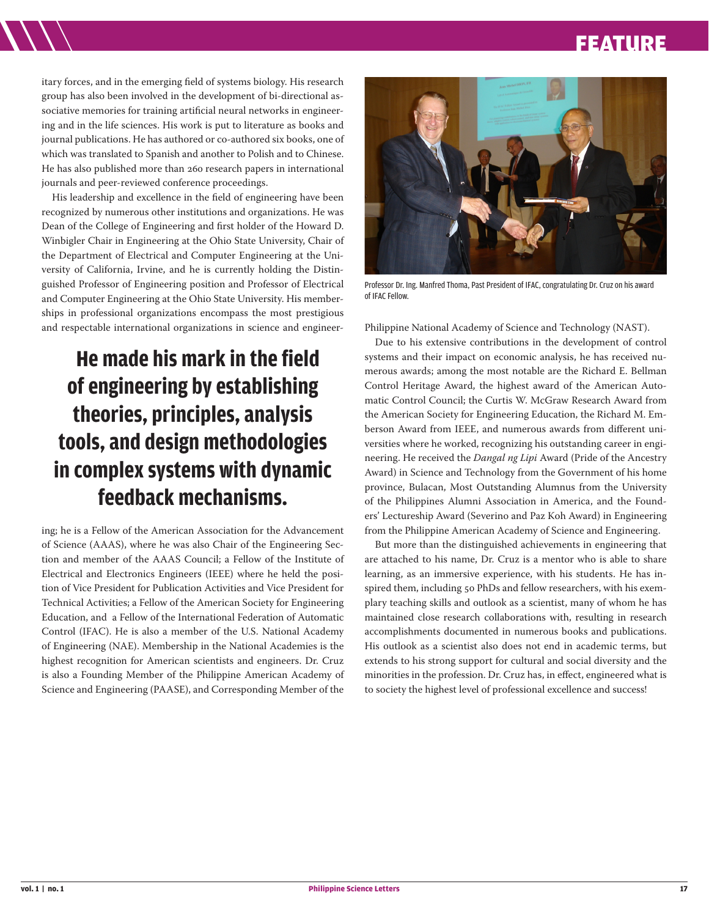itary forces, and in the emerging field of systems biology. His research group has also been involved in the development of bi-directional associative memories for training artificial neural networks in engineering and in the life sciences. His work is put to literature as books and journal publications. He has authored or co-authored six books, one of which was translated to Spanish and another to Polish and to Chinese. He has also published more than 260 research papers in international journals and peer-reviewed conference proceedings.

His leadership and excellence in the field of engineering have been recognized by numerous other institutions and organizations. He was Dean of the College of Engineering and first holder of the Howard D. Winbigler Chair in Engineering at the Ohio State University, Chair of the Department of Electrical and Computer Engineering at the University of California, Irvine, and he is currently holding the Distinguished Professor of Engineering position and Professor of Electrical and Computer Engineering at the Ohio State University. His memberships in professional organizations encompass the most prestigious and respectable international organizations in science and engineering; he is a Fellow of the American Association for the Advancement of Science (AAAS), where he was also Chair of the Engineering Section and member of the AAAS Council; a Fellow of the Institute of Electrical and Electronics Engineers (IEEE) where he held the position of Vice President for Publication Activities and Vice President for Technical Activities; a Fellow of the American Society for Engineering Education, and a Fellow of the International Federation of Automatic Control (IFAC). He is also a member of the U.S. National Academy of Engineering (NAE). Membership in the National Academies is the highest recognition for American scientists and engineers. Dr. Cruz is also a Founding Member of the Philippine American Academy of Science and Engineering (PAASE), and Corresponding Member of the Philippine National Academy of Science and Technology (NAST).

**He made his mark in the field of engineering by establishing theories, principles, analysis tools, and design methodologies in complex systems with dynamic feedback mechanisms.**

Professor Dr. Ing. Manfred Thoma, Past President of IFAC, congratulating Dr. Cruz on his award of IFAC Fellow.

Due to his extensive contributions in the development of control systems and their impact on economic analysis, he has received numerous awards; among the most notable are the Richard E. Bellman Control Heritage Award, the highest award of the American Automatic Control Council; the Curtis W. McGraw Research Award from the American Society for Engineering Education, the Richard M. Emberson Award from IEEE, and numerous awards from different universities where he worked, recognizing his outstanding career in engineering. He received the *Dangal ng Lipi* Award (Pride of the Ancestry Award) in Science and Technology from the Government of his home province, Bulacan, Most Outstanding Alumnus from the University of the Philippines Alumni Association in America, and the Founders' Lectureship Award (Severino and Paz Koh Award) in Engineering from the Philippine American Academy of Science and Engineering.

But more than the distinguished achievements in engineering that are attached to his name, Dr. Cruz is a mentor who is able to share learning, as an immersive experience, with his students. He has inspired them, including 50 PhDs and fellow researchers, with his exemplary teaching skills and outlook as a scientist, many of whom he has maintained close research collaborations with, resulting in research accomplishments documented in numerous books and publications. His outlook as a scientist also does not end in academic terms, but extends to his strong support for cultural and social diversity and the minorities in the profession. Dr. Cruz has, in effect, engineered what is to society the highest level of professional excellence and success!